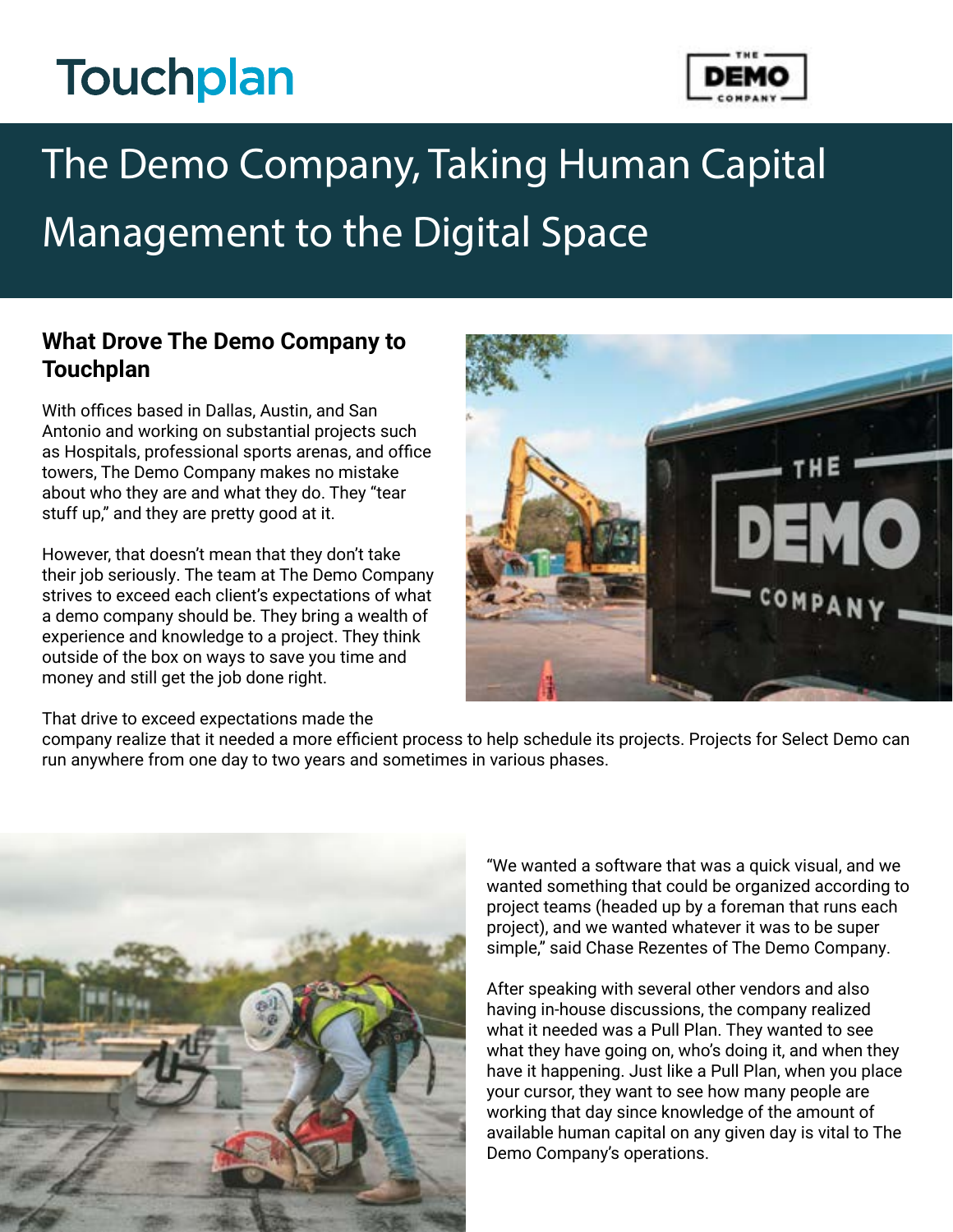Touchplan

# The Demo Company, Taking Human Capital Management to the Digital Space

## What Drove The Demo Company to Touchplan

With offices based in Dallas, Austin, and San Antonio and working on substantial projects such as Hospitals, professional sports arenas, and office towers, The Demo Company makes no mistake about who they are and what they do. They "tear stuff up," and they are pretty good at it.

However, that doesn't mean that they don't take their job seriously. The team at The Demo Company strives to exceed each client's expectations of what a demo company should be. They bring a wealth of experience and knowledge to a project. They think outside of the box on ways to save you time and money and still get the job done right.

That drive to exceed expectations made the company realize that it needed a more efficient process to help schedule its projects. Projects for Select Demo can run anywhere from one day to two years and sometimes in various phases.

"We wanted a software that was a quick visual, and we wanted something that could be organized according to project teams (headed up by a foreman that runs each project), and we wanted whatever it was to be super simple," said Chase Rezentes of The Demo Company.

After speaking with several other vendors and also having in-house discussions, the company realized what it needed was a Pull Plan. They wanted to see what they have going on, who's doing it, and when they have it happening. Just like a Pull Plan, when you place your cursor, they want to see how many people are working that day since knowledge of the amount of available human capital on any given day is vital to The Demo Company's operations.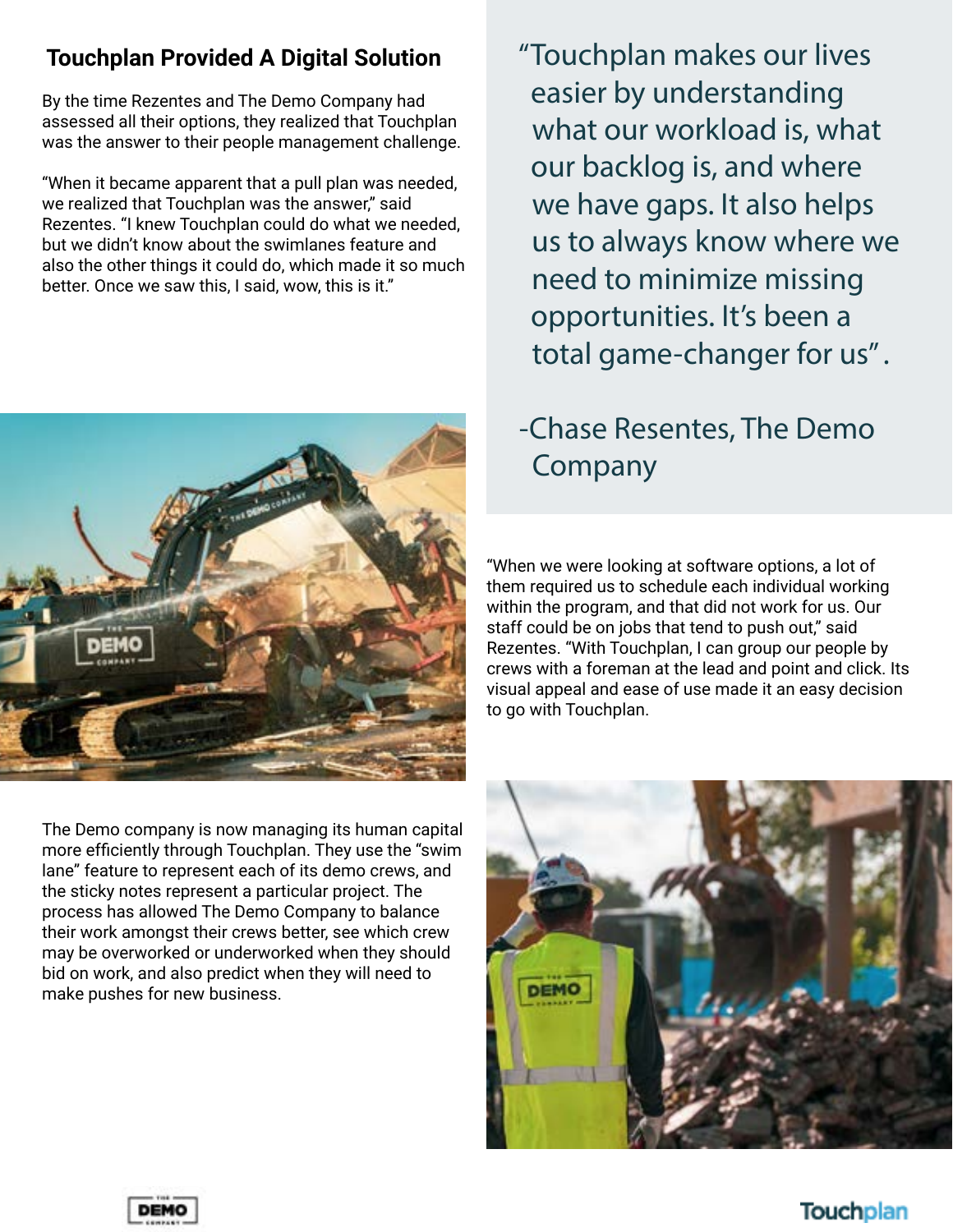## Touchplan Provided A Digital Solution

By the time Rezentes and The Demo Company had assessed all their options, they realized that Touchplan was the answer to their people management challenge.

“When it became apparent that a pull plan was needed, we realized that Touchplan was the answer,” said Rezentes. “I knew Touchplan could do what we needed, but we didn’t know about the swimlanes feature and also the other things it could do, which made it so much better. Once we saw this, I said, wow, this is it.”

> “Touchplan makes our lives easier by understanding what our workload is, what our backlog is, and where we have gaps. It also helps us to always know where we need to minimize missing opportunities. It’s been a total game-changer for us”.
>
> -Chase Resentes, The Demo Company

“When we were looking at software options, a lot of them required us to schedule each individual working within the program, and that did not work for us. Our staff could be on jobs that tend to push out,” said Rezentes. “With Touchplan, I can group our people by crews with a foreman at the lead and point and click. Its visual appeal and ease of use made it an easy decision to go with Touchplan.

The Demo company is now managing its human capital more efficiently through Touchplan. They use the “swim lane” feature to represent each of its demo crews, and the sticky notes represent a particular project. The process has allowed The Demo Company to balance their work amongst their crews better, see which crew may be overworked or underworked when they should bid on work, and also predict when they will need to make pushes for new business.